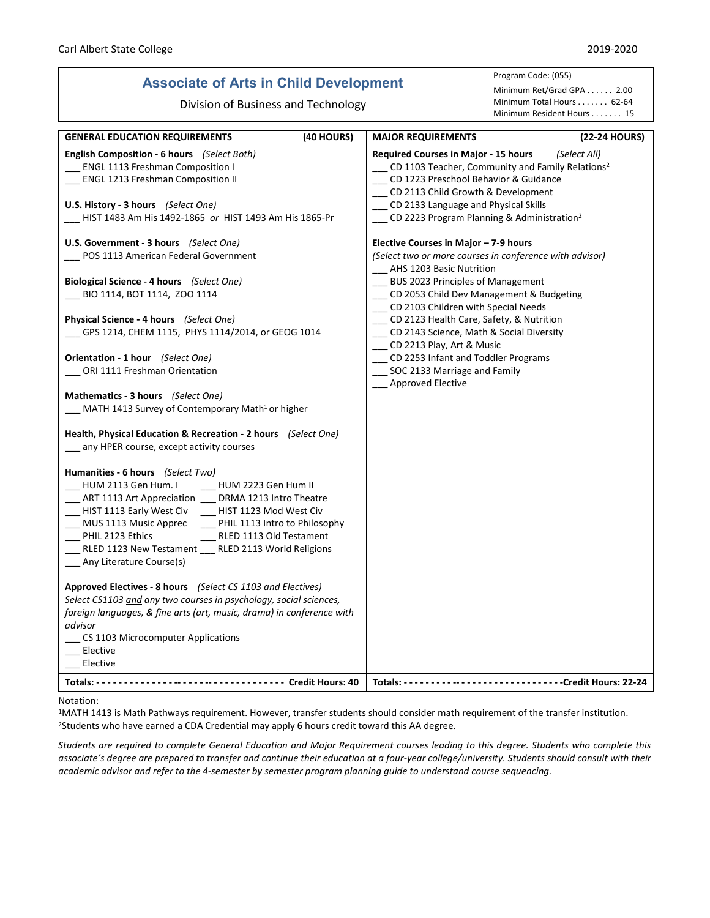Carl Albert State College 2019-2020

# Associate of Arts in Child Development

Division of Business and Technology

Program Code: (055)
Minimum Ret/Grad GPA . . . . . . 2.00
Minimum Total Hours . . . . . . . 62-64
Minimum Resident Hours . . . . . . . 15

## GENERAL EDUCATION REQUIREMENTS (40 HOURS)

**English Composition - 6 hours** *(Select Both)*
___ ENGL 1113 Freshman Composition I
___ ENGL 1213 Freshman Composition II

**U.S. History - 3 hours** *(Select One)*
___ HIST 1483 Am His 1492-1865 *or* HIST 1493 Am His 1865-Pr

**U.S. Government - 3 hours** *(Select One)*
___ POS 1113 American Federal Government

**Biological Science - 4 hours** *(Select One)*
___ BIO 1114, BOT 1114, ZOO 1114

**Physical Science - 4 hours** *(Select One)*
___ GPS 1214, CHEM 1115, PHYS 1114/2014, or GEOG 1014

**Orientation - 1 hour** *(Select One)*
___ ORI 1111 Freshman Orientation

**Mathematics - 3 hours** *(Select One)*
___ MATH 1413 Survey of Contemporary Math[1] or higher

**Health, Physical Education & Recreation - 2 hours** *(Select One)*
___ any HPER course, except activity courses

**Humanities - 6 hours** *(Select Two)*
___ HUM 2113 Gen Hum. I ___ HUM 2223 Gen Hum II
___ ART 1113 Art Appreciation ___ DRMA 1213 Intro Theatre
___ HIST 1113 Early West Civ ___ HIST 1123 Mod West Civ
___ MUS 1113 Music Apprec ___ PHIL 1113 Intro to Philosophy
___ PHIL 2123 Ethics ___ RLED 1113 Old Testament
___ RLED 1123 New Testament ___ RLED 2113 World Religions
___ Any Literature Course(s)

**Approved Electives - 8 hours** *(Select CS 1103 and Electives)*
*Select CS1103 and any two courses in psychology, social sciences, foreign languages, & fine arts (art, music, drama) in conference with advisor*
___ CS 1103 Microcomputer Applications
___ Elective
___ Elective

**Totals: - - - - - - - - - - - - - - - - - - - - - - - - - - - - - - - - - - - - Credit Hours: 40**

## MAJOR REQUIREMENTS (22-24 HOURS)

**Required Courses in Major - 15 hours** *(Select All)*
___ CD 1103 Teacher, Community and Family Relations[2]
___ CD 1223 Preschool Behavior & Guidance
___ CD 2113 Child Growth & Development
___ CD 2133 Language and Physical Skills
___ CD 2223 Program Planning & Administration[2]

**Elective Courses in Major – 7-9 hours**
*(Select two or more courses in conference with advisor)*
___ AHS 1203 Basic Nutrition
___ BUS 2023 Principles of Management
___ CD 2053 Child Dev Management & Budgeting
___ CD 2103 Children with Special Needs
___ CD 2123 Health Care, Safety, & Nutrition
___ CD 2143 Science, Math & Social Diversity
___ CD 2213 Play, Art & Music
___ CD 2253 Infant and Toddler Programs
___ SOC 2133 Marriage and Family
___ Approved Elective

**Totals: - - - - - - - - - - - - - - - - - - - - - - - - - - - - - - - - - -Credit Hours: 22-24**

Notation:
[1]MATH 1413 is Math Pathways requirement. However, transfer students should consider math requirement of the transfer institution.
[2]Students who have earned a CDA Credential may apply 6 hours credit toward this AA degree.

*Students are required to complete General Education and Major Requirement courses leading to this degree. Students who complete this associate's degree are prepared to transfer and continue their education at a four-year college/university. Students should consult with their academic advisor and refer to the 4-semester by semester program planning guide to understand course sequencing.*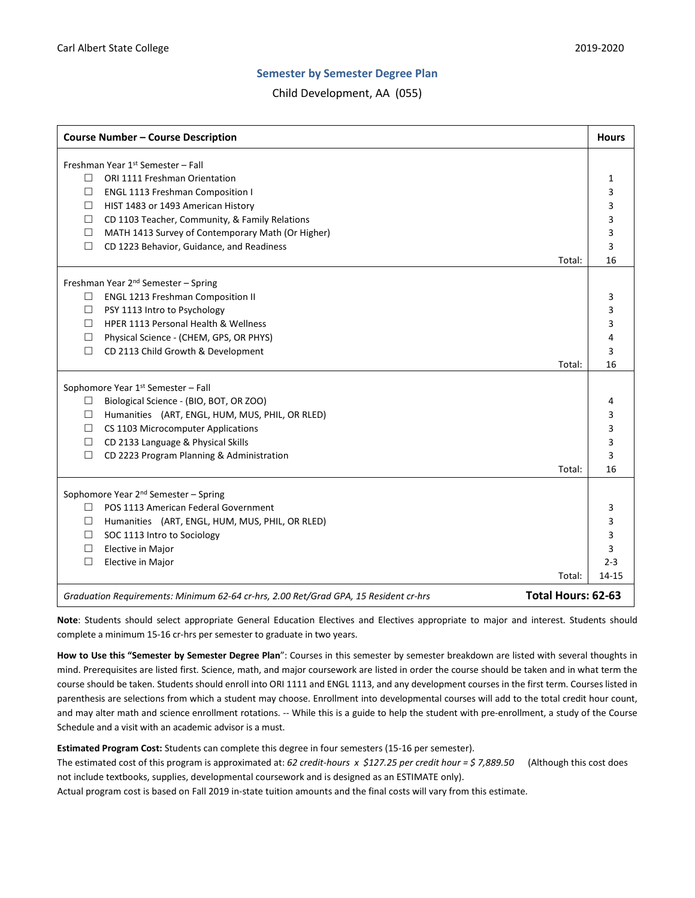Carl Albert State College 2019-2020

## Semester by Semester Degree Plan

Child Development, AA (055)

| Course Number – Course Description | Hours |
|---|---|
| **Freshman Year 1st Semester – Fall** | |
| ☐ ORI 1111 Freshman Orientation | 1 |
| ☐ ENGL 1113 Freshman Composition I | 3 |
| ☐ HIST 1483 or 1493 American History | 3 |
| ☐ CD 1103 Teacher, Community, & Family Relations | 3 |
| ☐ MATH 1413 Survey of Contemporary Math (Or Higher) | 3 |
| ☐ CD 1223 Behavior, Guidance, and Readiness | 3 |
| Total: | 16 |
| **Freshman Year 2nd Semester – Spring** | |
| ☐ ENGL 1213 Freshman Composition II | 3 |
| ☐ PSY 1113 Intro to Psychology | 3 |
| ☐ HPER 1113 Personal Health & Wellness | 3 |
| ☐ Physical Science - (CHEM, GPS, OR PHYS) | 4 |
| ☐ CD 2113 Child Growth & Development | 3 |
| Total: | 16 |
| **Sophomore Year 1st Semester – Fall** | |
| ☐ Biological Science - (BIO, BOT, OR ZOO) | 4 |
| ☐ Humanities (ART, ENGL, HUM, MUS, PHIL, OR RLED) | 3 |
| ☐ CS 1103 Microcomputer Applications | 3 |
| ☐ CD 2133 Language & Physical Skills | 3 |
| ☐ CD 2223 Program Planning & Administration | 3 |
| Total: | 16 |
| **Sophomore Year 2nd Semester – Spring** | |
| ☐ POS 1113 American Federal Government | 3 |
| ☐ Humanities (ART, ENGL, HUM, MUS, PHIL, OR RLED) | 3 |
| ☐ SOC 1113 Intro to Sociology | 3 |
| ☐ Elective in Major | 3 |
| ☐ Elective in Major | 2-3 |
| Total: | 14-15 |
| *Graduation Requirements: Minimum 62-64 cr-hrs, 2.00 Ret/Grad GPA, 15 Resident cr-hrs* | **Total Hours: 62-63** |

**Note**: Students should select appropriate General Education Electives and Electives appropriate to major and interest. Students should complete a minimum 15-16 cr-hrs per semester to graduate in two years.

**How to Use this "Semester by Semester Degree Plan"**: Courses in this semester by semester breakdown are listed with several thoughts in mind. Prerequisites are listed first. Science, math, and major coursework are listed in order the course should be taken and in what term the course should be taken. Students should enroll into ORI 1111 and ENGL 1113, and any development courses in the first term. Courses listed in parenthesis are selections from which a student may choose. Enrollment into developmental courses will add to the total credit hour count, and may alter math and science enrollment rotations. -- While this is a guide to help the student with pre-enrollment, a study of the Course Schedule and a visit with an academic advisor is a must.

**Estimated Program Cost:** Students can complete this degree in four semesters (15-16 per semester).
The estimated cost of this program is approximated at: *62 credit-hours x $127.25 per credit hour = $ 7,889.50* (Although this cost does not include textbooks, supplies, developmental coursework and is designed as an ESTIMATE only).
Actual program cost is based on Fall 2019 in-state tuition amounts and the final costs will vary from this estimate.